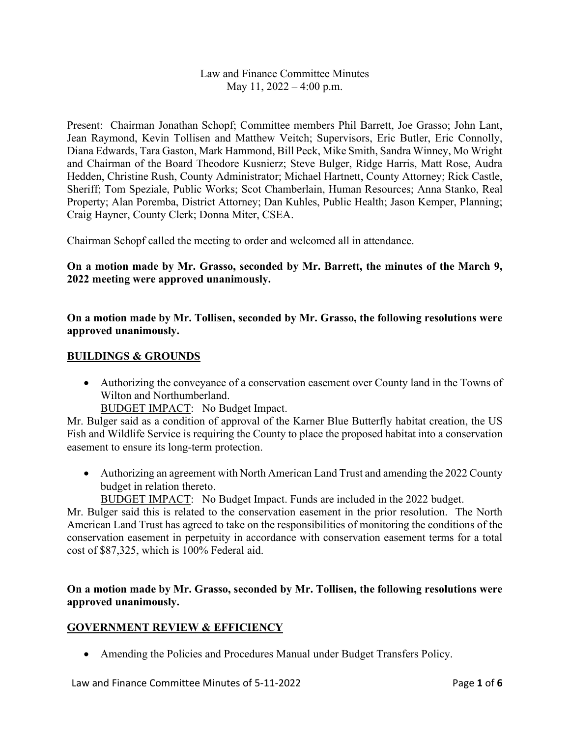Law and Finance Committee Minutes
May 11, 2022 – 4:00 p.m.

Present: Chairman Jonathan Schopf; Committee members Phil Barrett, Joe Grasso; John Lant, Jean Raymond, Kevin Tollisen and Matthew Veitch; Supervisors, Eric Butler, Eric Connolly, Diana Edwards, Tara Gaston, Mark Hammond, Bill Peck, Mike Smith, Sandra Winney, Mo Wright and Chairman of the Board Theodore Kusnierz; Steve Bulger, Ridge Harris, Matt Rose, Audra Hedden, Christine Rush, County Administrator; Michael Hartnett, County Attorney; Rick Castle, Sheriff; Tom Speziale, Public Works; Scot Chamberlain, Human Resources; Anna Stanko, Real Property; Alan Poremba, District Attorney; Dan Kuhles, Public Health; Jason Kemper, Planning; Craig Hayner, County Clerk; Donna Miter, CSEA.

Chairman Schopf called the meeting to order and welcomed all in attendance.

**On a motion made by Mr. Grasso, seconded by Mr. Barrett, the minutes of the March 9, 2022 meeting were approved unanimously.**

**On a motion made by Mr. Tollisen, seconded by Mr. Grasso, the following resolutions were approved unanimously.**

## BUILDINGS & GROUNDS

- Authorizing the conveyance of a conservation easement over County land in the Towns of Wilton and Northumberland.
  BUDGET IMPACT: No Budget Impact.

Mr. Bulger said as a condition of approval of the Karner Blue Butterfly habitat creation, the US Fish and Wildlife Service is requiring the County to place the proposed habitat into a conservation easement to ensure its long-term protection.

- Authorizing an agreement with North American Land Trust and amending the 2022 County budget in relation thereto.
  BUDGET IMPACT: No Budget Impact. Funds are included in the 2022 budget.

Mr. Bulger said this is related to the conservation easement in the prior resolution. The North American Land Trust has agreed to take on the responsibilities of monitoring the conditions of the conservation easement in perpetuity in accordance with conservation easement terms for a total cost of $87,325, which is 100% Federal aid.

**On a motion made by Mr. Grasso, seconded by Mr. Tollisen, the following resolutions were approved unanimously.**

## GOVERNMENT REVIEW & EFFICIENCY

- Amending the Policies and Procedures Manual under Budget Transfers Policy.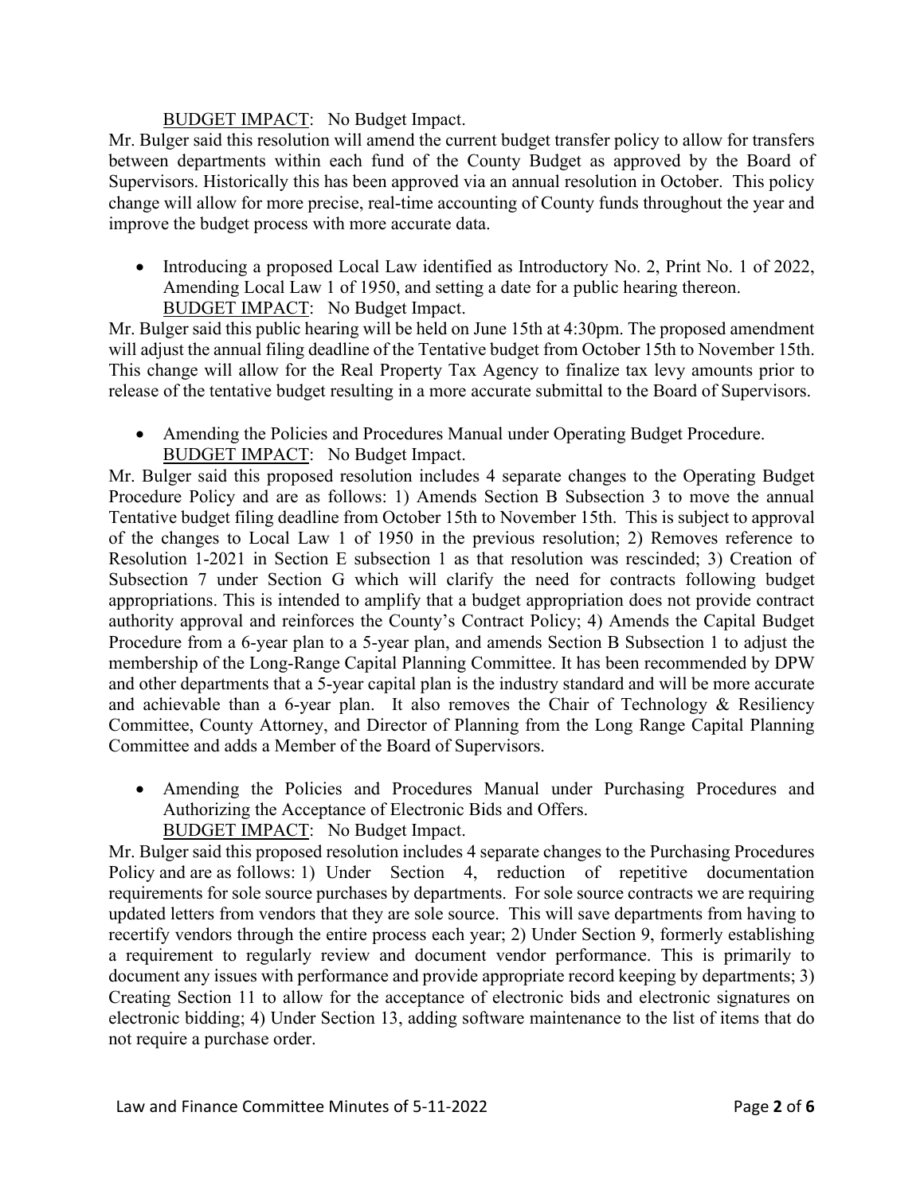BUDGET IMPACT: No Budget Impact.

Mr. Bulger said this resolution will amend the current budget transfer policy to allow for transfers between departments within each fund of the County Budget as approved by the Board of Supervisors. Historically this has been approved via an annual resolution in October. This policy change will allow for more precise, real-time accounting of County funds throughout the year and improve the budget process with more accurate data.

- Introducing a proposed Local Law identified as Introductory No. 2, Print No. 1 of 2022, Amending Local Law 1 of 1950, and setting a date for a public hearing thereon.
  BUDGET IMPACT: No Budget Impact.

Mr. Bulger said this public hearing will be held on June 15th at 4:30pm. The proposed amendment will adjust the annual filing deadline of the Tentative budget from October 15th to November 15th. This change will allow for the Real Property Tax Agency to finalize tax levy amounts prior to release of the tentative budget resulting in a more accurate submittal to the Board of Supervisors.

- Amending the Policies and Procedures Manual under Operating Budget Procedure.
  BUDGET IMPACT: No Budget Impact.

Mr. Bulger said this proposed resolution includes 4 separate changes to the Operating Budget Procedure Policy and are as follows: 1) Amends Section B Subsection 3 to move the annual Tentative budget filing deadline from October 15th to November 15th. This is subject to approval of the changes to Local Law 1 of 1950 in the previous resolution; 2) Removes reference to Resolution 1-2021 in Section E subsection 1 as that resolution was rescinded; 3) Creation of Subsection 7 under Section G which will clarify the need for contracts following budget appropriations. This is intended to amplify that a budget appropriation does not provide contract authority approval and reinforces the County's Contract Policy; 4) Amends the Capital Budget Procedure from a 6-year plan to a 5-year plan, and amends Section B Subsection 1 to adjust the membership of the Long-Range Capital Planning Committee. It has been recommended by DPW and other departments that a 5-year capital plan is the industry standard and will be more accurate and achievable than a 6-year plan. It also removes the Chair of Technology & Resiliency Committee, County Attorney, and Director of Planning from the Long Range Capital Planning Committee and adds a Member of the Board of Supervisors.

- Amending the Policies and Procedures Manual under Purchasing Procedures and Authorizing the Acceptance of Electronic Bids and Offers.
  BUDGET IMPACT: No Budget Impact.

Mr. Bulger said this proposed resolution includes 4 separate changes to the Purchasing Procedures Policy and are as follows: 1) Under Section 4, reduction of repetitive documentation requirements for sole source purchases by departments. For sole source contracts we are requiring updated letters from vendors that they are sole source. This will save departments from having to recertify vendors through the entire process each year; 2) Under Section 9, formerly establishing a requirement to regularly review and document vendor performance. This is primarily to document any issues with performance and provide appropriate record keeping by departments; 3) Creating Section 11 to allow for the acceptance of electronic bids and electronic signatures on electronic bidding; 4) Under Section 13, adding software maintenance to the list of items that do not require a purchase order.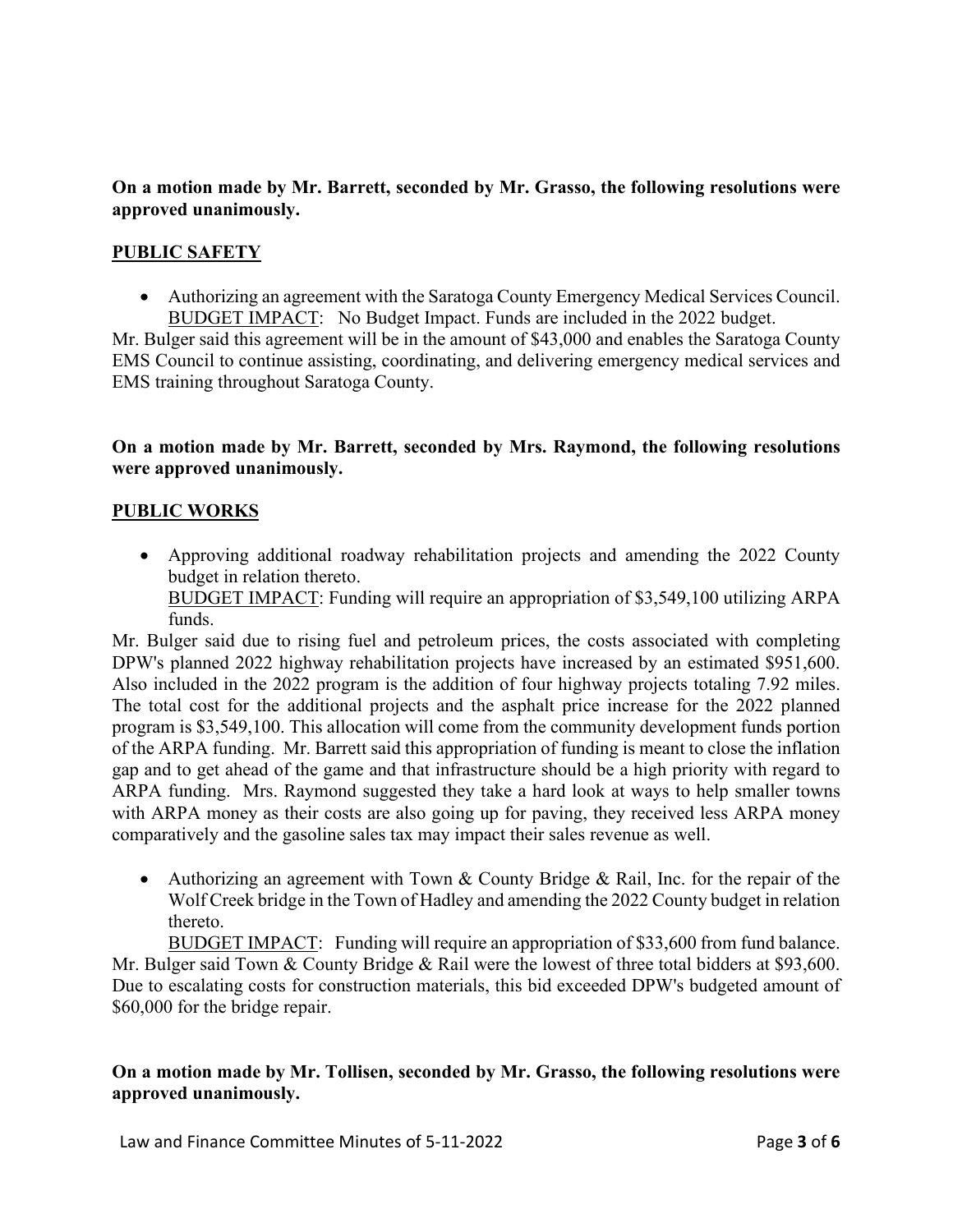**On a motion made by Mr. Barrett, seconded by Mr. Grasso, the following resolutions were approved unanimously.**

**PUBLIC SAFETY**

- Authorizing an agreement with the Saratoga County Emergency Medical Services Council.
  BUDGET IMPACT: No Budget Impact. Funds are included in the 2022 budget.

Mr. Bulger said this agreement will be in the amount of $43,000 and enables the Saratoga County EMS Council to continue assisting, coordinating, and delivering emergency medical services and EMS training throughout Saratoga County.

**On a motion made by Mr. Barrett, seconded by Mrs. Raymond, the following resolutions were approved unanimously.**

**PUBLIC WORKS**

- Approving additional roadway rehabilitation projects and amending the 2022 County budget in relation thereto.
  BUDGET IMPACT: Funding will require an appropriation of $3,549,100 utilizing ARPA funds.

Mr. Bulger said due to rising fuel and petroleum prices, the costs associated with completing DPW's planned 2022 highway rehabilitation projects have increased by an estimated $951,600. Also included in the 2022 program is the addition of four highway projects totaling 7.92 miles. The total cost for the additional projects and the asphalt price increase for the 2022 planned program is $3,549,100. This allocation will come from the community development funds portion of the ARPA funding. Mr. Barrett said this appropriation of funding is meant to close the inflation gap and to get ahead of the game and that infrastructure should be a high priority with regard to ARPA funding. Mrs. Raymond suggested they take a hard look at ways to help smaller towns with ARPA money as their costs are also going up for paving, they received less ARPA money comparatively and the gasoline sales tax may impact their sales revenue as well.

- Authorizing an agreement with Town & County Bridge & Rail, Inc. for the repair of the Wolf Creek bridge in the Town of Hadley and amending the 2022 County budget in relation thereto.
  BUDGET IMPACT: Funding will require an appropriation of $33,600 from fund balance.

Mr. Bulger said Town & County Bridge & Rail were the lowest of three total bidders at $93,600. Due to escalating costs for construction materials, this bid exceeded DPW's budgeted amount of $60,000 for the bridge repair.

**On a motion made by Mr. Tollisen, seconded by Mr. Grasso, the following resolutions were approved unanimously.**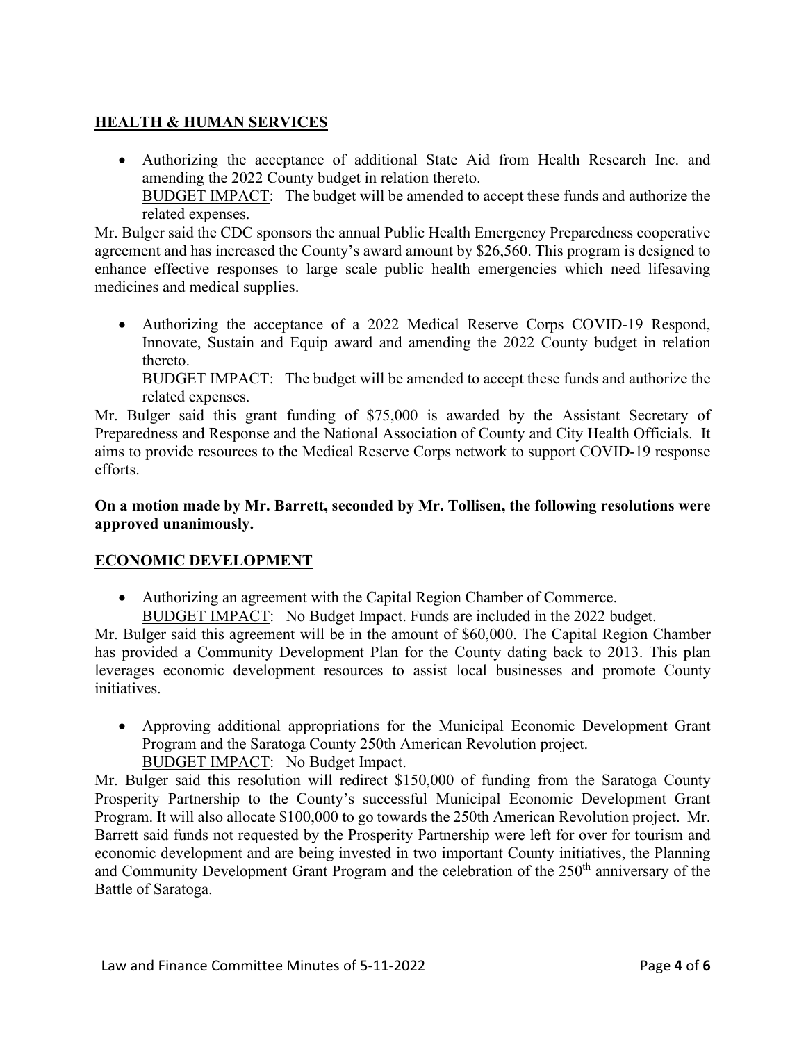## HEALTH & HUMAN SERVICES

- Authorizing the acceptance of additional State Aid from Health Research Inc. and amending the 2022 County budget in relation thereto.
  BUDGET IMPACT: The budget will be amended to accept these funds and authorize the related expenses.

Mr. Bulger said the CDC sponsors the annual Public Health Emergency Preparedness cooperative agreement and has increased the County's award amount by $26,560. This program is designed to enhance effective responses to large scale public health emergencies which need lifesaving medicines and medical supplies.

- Authorizing the acceptance of a 2022 Medical Reserve Corps COVID-19 Respond, Innovate, Sustain and Equip award and amending the 2022 County budget in relation thereto.
  BUDGET IMPACT: The budget will be amended to accept these funds and authorize the related expenses.

Mr. Bulger said this grant funding of $75,000 is awarded by the Assistant Secretary of Preparedness and Response and the National Association of County and City Health Officials. It aims to provide resources to the Medical Reserve Corps network to support COVID-19 response efforts.

**On a motion made by Mr. Barrett, seconded by Mr. Tollisen, the following resolutions were approved unanimously.**

## ECONOMIC DEVELOPMENT

- Authorizing an agreement with the Capital Region Chamber of Commerce.
  BUDGET IMPACT: No Budget Impact. Funds are included in the 2022 budget.

Mr. Bulger said this agreement will be in the amount of $60,000. The Capital Region Chamber has provided a Community Development Plan for the County dating back to 2013. This plan leverages economic development resources to assist local businesses and promote County initiatives.

- Approving additional appropriations for the Municipal Economic Development Grant Program and the Saratoga County 250th American Revolution project.
  BUDGET IMPACT: No Budget Impact.

Mr. Bulger said this resolution will redirect $150,000 of funding from the Saratoga County Prosperity Partnership to the County's successful Municipal Economic Development Grant Program. It will also allocate $100,000 to go towards the 250th American Revolution project. Mr. Barrett said funds not requested by the Prosperity Partnership were left for over for tourism and economic development and are being invested in two important County initiatives, the Planning and Community Development Grant Program and the celebration of the 250th anniversary of the Battle of Saratoga.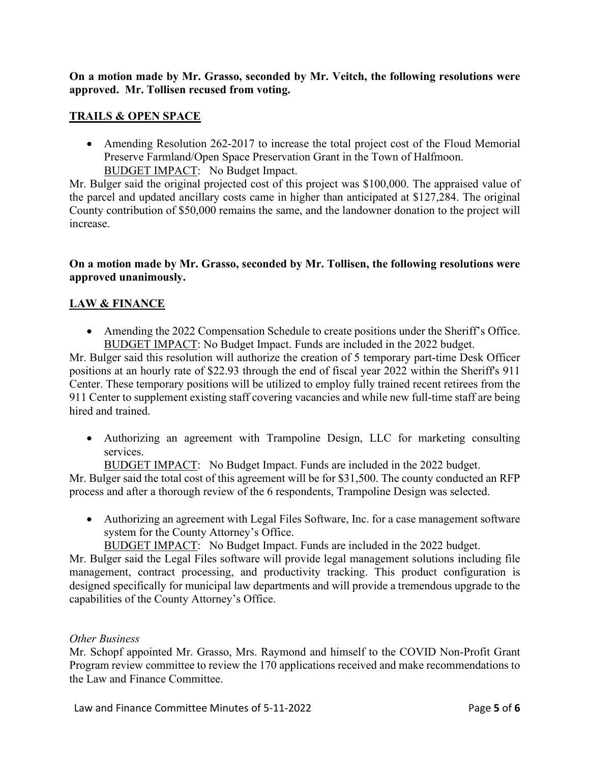**On a motion made by Mr. Grasso, seconded by Mr. Veitch, the following resolutions were approved. Mr. Tollisen recused from voting.**

## TRAILS & OPEN SPACE

- Amending Resolution 262-2017 to increase the total project cost of the Floud Memorial Preserve Farmland/Open Space Preservation Grant in the Town of Halfmoon.
  BUDGET IMPACT: No Budget Impact.

Mr. Bulger said the original projected cost of this project was $100,000. The appraised value of the parcel and updated ancillary costs came in higher than anticipated at $127,284. The original County contribution of $50,000 remains the same, and the landowner donation to the project will increase.

**On a motion made by Mr. Grasso, seconded by Mr. Tollisen, the following resolutions were approved unanimously.**

## LAW & FINANCE

- Amending the 2022 Compensation Schedule to create positions under the Sheriff's Office.
  BUDGET IMPACT: No Budget Impact. Funds are included in the 2022 budget.

Mr. Bulger said this resolution will authorize the creation of 5 temporary part-time Desk Officer positions at an hourly rate of $22.93 through the end of fiscal year 2022 within the Sheriff's 911 Center. These temporary positions will be utilized to employ fully trained recent retirees from the 911 Center to supplement existing staff covering vacancies and while new full-time staff are being hired and trained.

- Authorizing an agreement with Trampoline Design, LLC for marketing consulting services.
  BUDGET IMPACT: No Budget Impact. Funds are included in the 2022 budget.

Mr. Bulger said the total cost of this agreement will be for $31,500. The county conducted an RFP process and after a thorough review of the 6 respondents, Trampoline Design was selected.

- Authorizing an agreement with Legal Files Software, Inc. for a case management software system for the County Attorney's Office.
  BUDGET IMPACT: No Budget Impact. Funds are included in the 2022 budget.

Mr. Bulger said the Legal Files software will provide legal management solutions including file management, contract processing, and productivity tracking. This product configuration is designed specifically for municipal law departments and will provide a tremendous upgrade to the capabilities of the County Attorney's Office.

*Other Business*

Mr. Schopf appointed Mr. Grasso, Mrs. Raymond and himself to the COVID Non-Profit Grant Program review committee to review the 170 applications received and make recommendations to the Law and Finance Committee.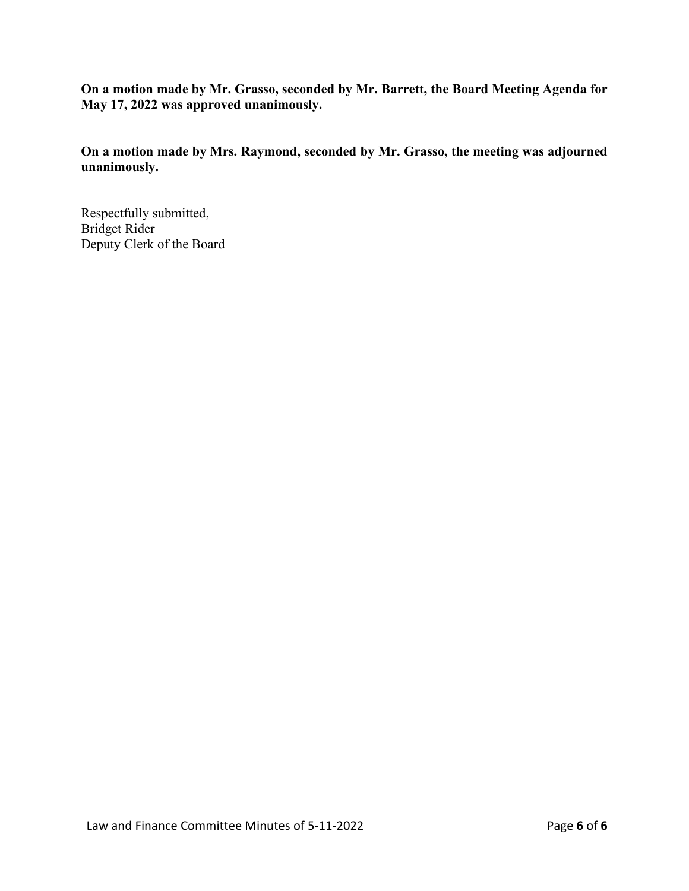**On a motion made by Mr. Grasso, seconded by Mr. Barrett, the Board Meeting Agenda for May 17, 2022 was approved unanimously.**

**On a motion made by Mrs. Raymond, seconded by Mr. Grasso, the meeting was adjourned unanimously.**

Respectfully submitted,
Bridget Rider
Deputy Clerk of the Board